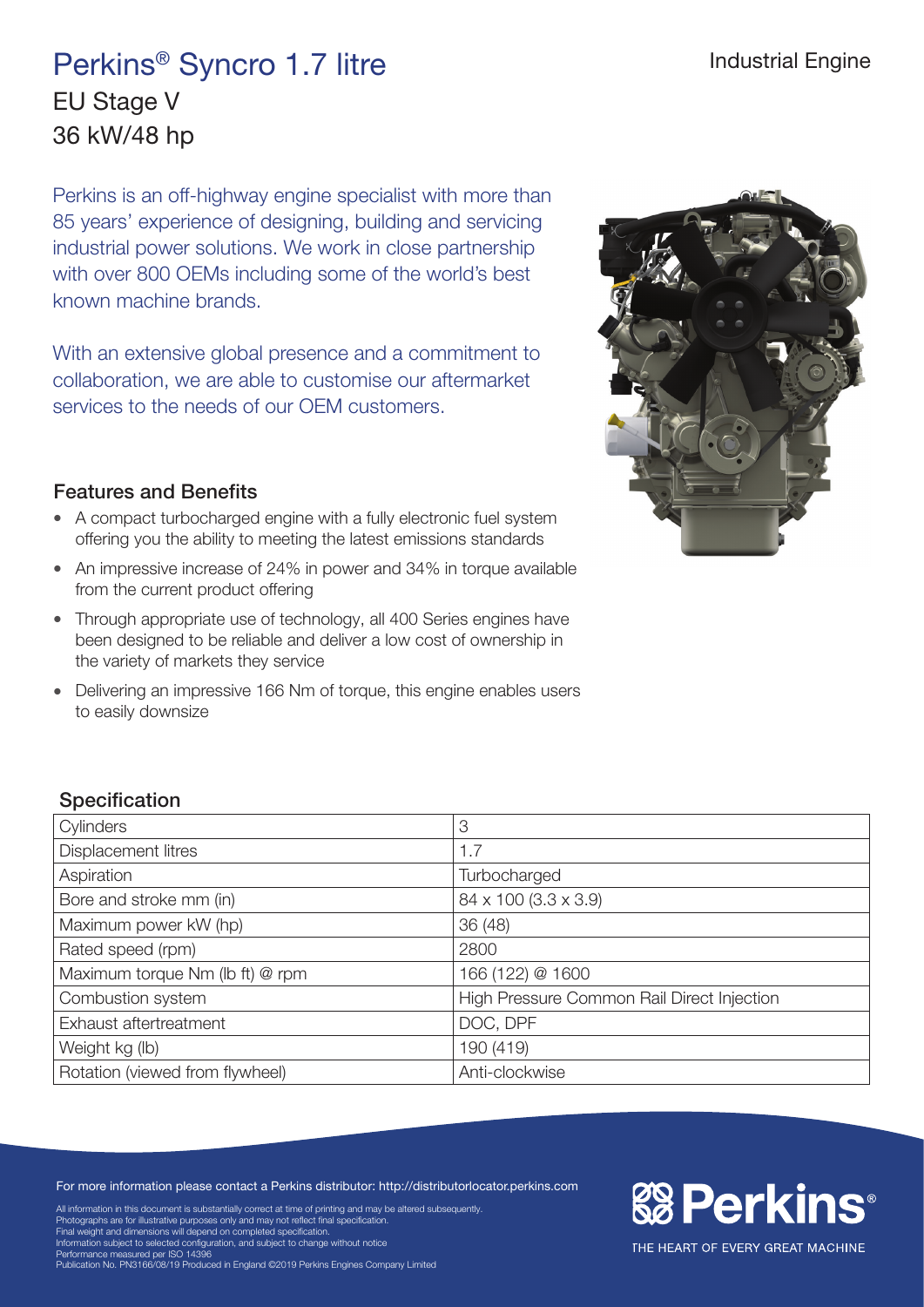# Perkins® Syncro 1.7 litre

Industrial Engine

## EU Stage V
## 36 kW/48 hp

Perkins is an off-highway engine specialist with more than 85 years' experience of designing, building and servicing industrial power solutions. We work in close partnership with over 800 OEMs including some of the world's best known machine brands.

With an extensive global presence and a commitment to collaboration, we are able to customise our aftermarket services to the needs of our OEM customers.

### Features and Benefits

- A compact turbocharged engine with a fully electronic fuel system offering you the ability to meeting the latest emissions standards
- An impressive increase of 24% in power and 34% in torque available from the current product offering
- Through appropriate use of technology, all 400 Series engines have been designed to be reliable and deliver a low cost of ownership in the variety of markets they service
- Delivering an impressive 166 Nm of torque, this engine enables users to easily downsize

### Specification

| | |
|---|---|
| Cylinders | 3 |
| Displacement litres | 1.7 |
| Aspiration | Turbocharged |
| Bore and stroke mm (in) | 84 x 100 (3.3 x 3.9) |
| Maximum power kW (hp) | 36 (48) |
| Rated speed (rpm) | 2800 |
| Maximum torque Nm (lb ft) @ rpm | 166 (122) @ 1600 |
| Combustion system | High Pressure Common Rail Direct Injection |
| Exhaust aftertreatment | DOC, DPF |
| Weight kg (lb) | 190 (419) |
| Rotation (viewed from flywheel) | Anti-clockwise |

For more information please contact a Perkins distributor: http://distributorlocator.perkins.com

All information in this document is substantially correct at time of printing and may be altered subsequently.
Photographs are for illustrative purposes only and may not reflect final specification.
Final weight and dimensions will depend on completed specification.
Information subject to selected configuration, and subject to change without notice
Performance measured per ISO 14396
Publication No. PN3166/08/19 Produced in England ©2019 Perkins Engines Company Limited

Perkins®

THE HEART OF EVERY GREAT MACHINE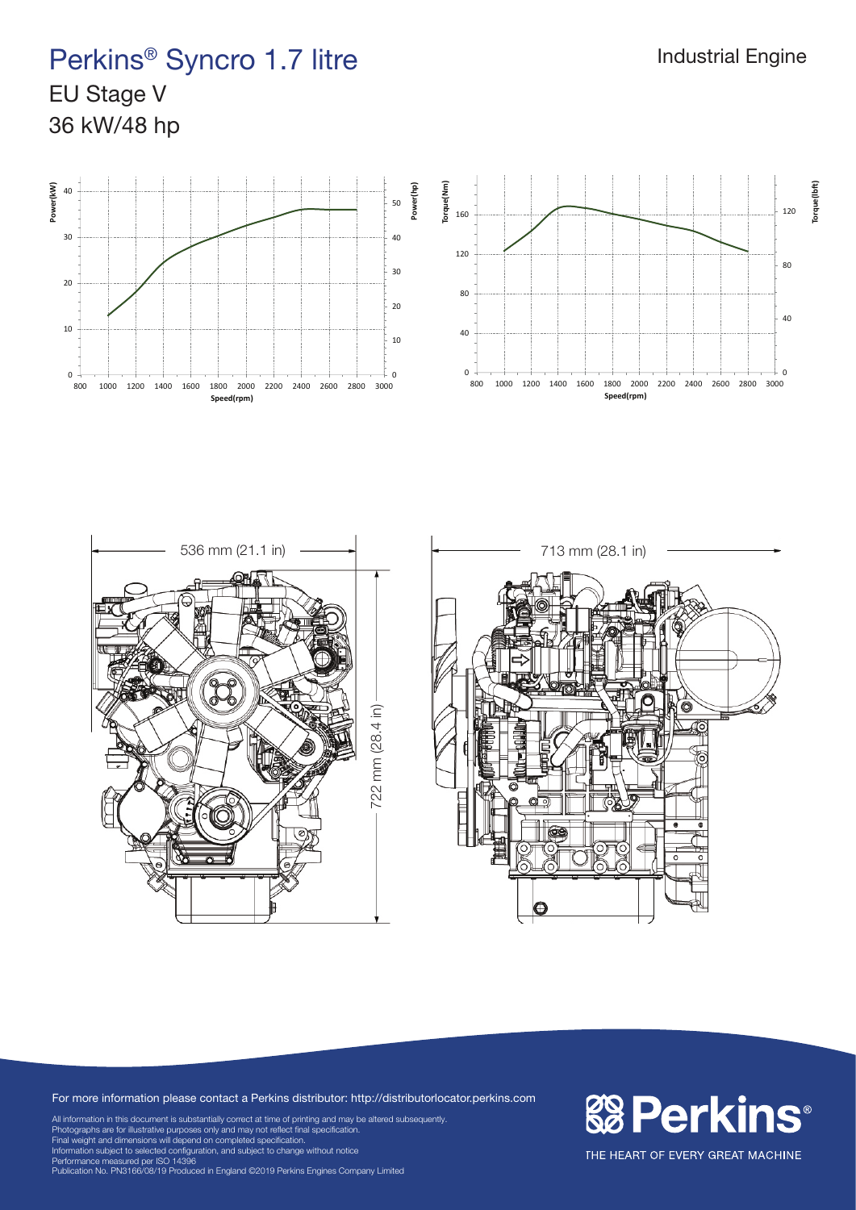# Perkins® Syncro 1.7 litre

Industrial Engine

## EU Stage V
## 36 kW/48 hp

Power(kW)
40
30
20
10
0
Power(hp)
50
40
30
20
10
0
800 1000 1200 1400 1600 1800 2000 2200 2400 2600 2800 3000
Speed(rpm)

Torque(Nm)
160
120
80
40
0
Torque(lbft)
120
80
40
0
800 1000 1200 1400 1600 1800 2000 2200 2400 2600 2800 3000
Speed(rpm)

536 mm (21.1 in)

722 mm (28.4 in)

713 mm (28.1 in)

For more information please contact a Perkins distributor: http://distributorlocator.perkins.com

All information in this document is substantially correct at time of printing and may be altered subsequently.
Photographs are for illustrative purposes only and may not reflect final specification.
Final weight and dimensions will depend on completed specification.
Information subject to selected configuration, and subject to change without notice
Performance measured per ISO 14396
Publication No. PN3166/08/19 Produced in England ©2019 Perkins Engines Company Limited

Perkins®

THE HEART OF EVERY GREAT MACHINE